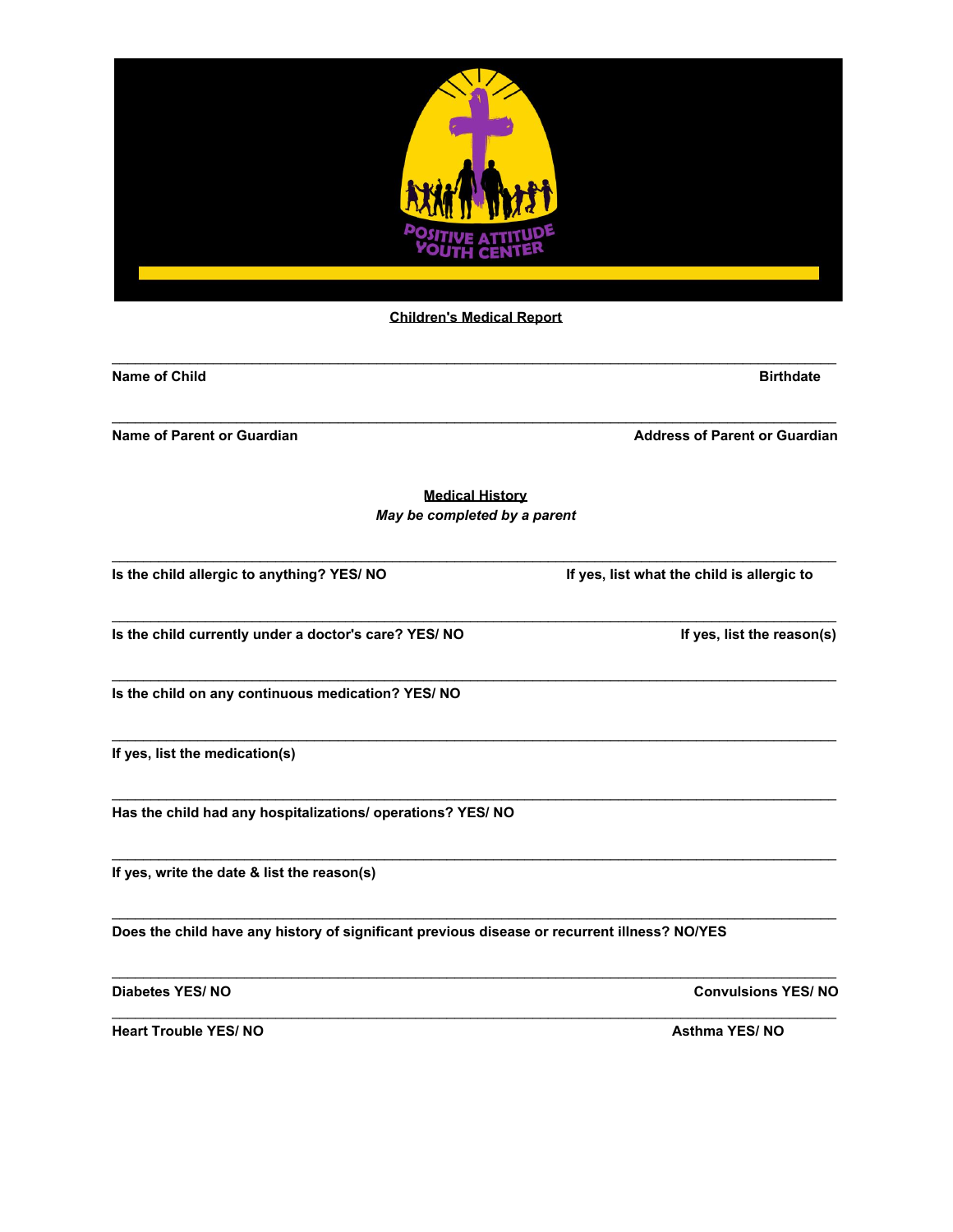**Children's Medical Report**

\_\_\_\_\_\_\_\_\_\_\_\_\_\_\_\_\_\_\_\_\_\_\_\_\_\_\_\_\_\_\_\_\_\_\_\_\_\_\_\_\_\_\_\_\_\_\_\_\_\_\_\_\_\_\_\_\_\_\_\_\_\_\_\_\_\_\_\_\_\_\_\_\_\_\_\_\_\_

**Name of Child** **Birthdate**

\_\_\_\_\_\_\_\_\_\_\_\_\_\_\_\_\_\_\_\_\_\_\_\_\_\_\_\_\_\_\_\_\_\_\_\_\_\_\_\_\_\_\_\_\_\_\_\_\_\_\_\_\_\_\_\_\_\_\_\_\_\_\_\_\_\_\_\_\_\_\_\_\_\_\_\_\_\_

**Name of Parent or Guardian** **Address of Parent or Guardian**

**Medical History**

***May be completed by a parent***

\_\_\_\_\_\_\_\_\_\_\_\_\_\_\_\_\_\_\_\_\_\_\_\_\_\_\_\_\_\_\_\_\_\_\_\_\_\_\_\_\_\_\_\_\_\_\_\_\_\_\_\_\_\_\_\_\_\_\_\_\_\_\_\_\_\_\_\_\_\_\_\_\_\_\_\_\_\_

**Is the child allergic to anything? YES/ NO** **If yes, list what the child is allergic to**

\_\_\_\_\_\_\_\_\_\_\_\_\_\_\_\_\_\_\_\_\_\_\_\_\_\_\_\_\_\_\_\_\_\_\_\_\_\_\_\_\_\_\_\_\_\_\_\_\_\_\_\_\_\_\_\_\_\_\_\_\_\_\_\_\_\_\_\_\_\_\_\_\_\_\_\_\_\_

**Is the child currently under a doctor's care? YES/ NO** **If yes, list the reason(s)**

\_\_\_\_\_\_\_\_\_\_\_\_\_\_\_\_\_\_\_\_\_\_\_\_\_\_\_\_\_\_\_\_\_\_\_\_\_\_\_\_\_\_\_\_\_\_\_\_\_\_\_\_\_\_\_\_\_\_\_\_\_\_\_\_\_\_\_\_\_\_\_\_\_\_\_\_\_\_

**Is the child on any continuous medication? YES/ NO**

\_\_\_\_\_\_\_\_\_\_\_\_\_\_\_\_\_\_\_\_\_\_\_\_\_\_\_\_\_\_\_\_\_\_\_\_\_\_\_\_\_\_\_\_\_\_\_\_\_\_\_\_\_\_\_\_\_\_\_\_\_\_\_\_\_\_\_\_\_\_\_\_\_\_\_\_\_\_

**If yes, list the medication(s)**

\_\_\_\_\_\_\_\_\_\_\_\_\_\_\_\_\_\_\_\_\_\_\_\_\_\_\_\_\_\_\_\_\_\_\_\_\_\_\_\_\_\_\_\_\_\_\_\_\_\_\_\_\_\_\_\_\_\_\_\_\_\_\_\_\_\_\_\_\_\_\_\_\_\_\_\_\_\_

**Has the child had any hospitalizations/ operations? YES/ NO**

\_\_\_\_\_\_\_\_\_\_\_\_\_\_\_\_\_\_\_\_\_\_\_\_\_\_\_\_\_\_\_\_\_\_\_\_\_\_\_\_\_\_\_\_\_\_\_\_\_\_\_\_\_\_\_\_\_\_\_\_\_\_\_\_\_\_\_\_\_\_\_\_\_\_\_\_\_\_

**If yes, write the date & list the reason(s)**

\_\_\_\_\_\_\_\_\_\_\_\_\_\_\_\_\_\_\_\_\_\_\_\_\_\_\_\_\_\_\_\_\_\_\_\_\_\_\_\_\_\_\_\_\_\_\_\_\_\_\_\_\_\_\_\_\_\_\_\_\_\_\_\_\_\_\_\_\_\_\_\_\_\_\_\_\_\_

**Does the child have any history of significant previous disease or recurrent illness? NO/YES**

\_\_\_\_\_\_\_\_\_\_\_\_\_\_\_\_\_\_\_\_\_\_\_\_\_\_\_\_\_\_\_\_\_\_\_\_\_\_\_\_\_\_\_\_\_\_\_\_\_\_\_\_\_\_\_\_\_\_\_\_\_\_\_\_\_\_\_\_\_\_\_\_\_\_\_\_\_\_

**Diabetes YES/ NO** **Convulsions YES/ NO**

\_\_\_\_\_\_\_\_\_\_\_\_\_\_\_\_\_\_\_\_\_\_\_\_\_\_\_\_\_\_\_\_\_\_\_\_\_\_\_\_\_\_\_\_\_\_\_\_\_\_\_\_\_\_\_\_\_\_\_\_\_\_\_\_\_\_\_\_\_\_\_\_\_\_\_\_\_\_

**Heart Trouble YES/ NO** **Asthma YES/ NO**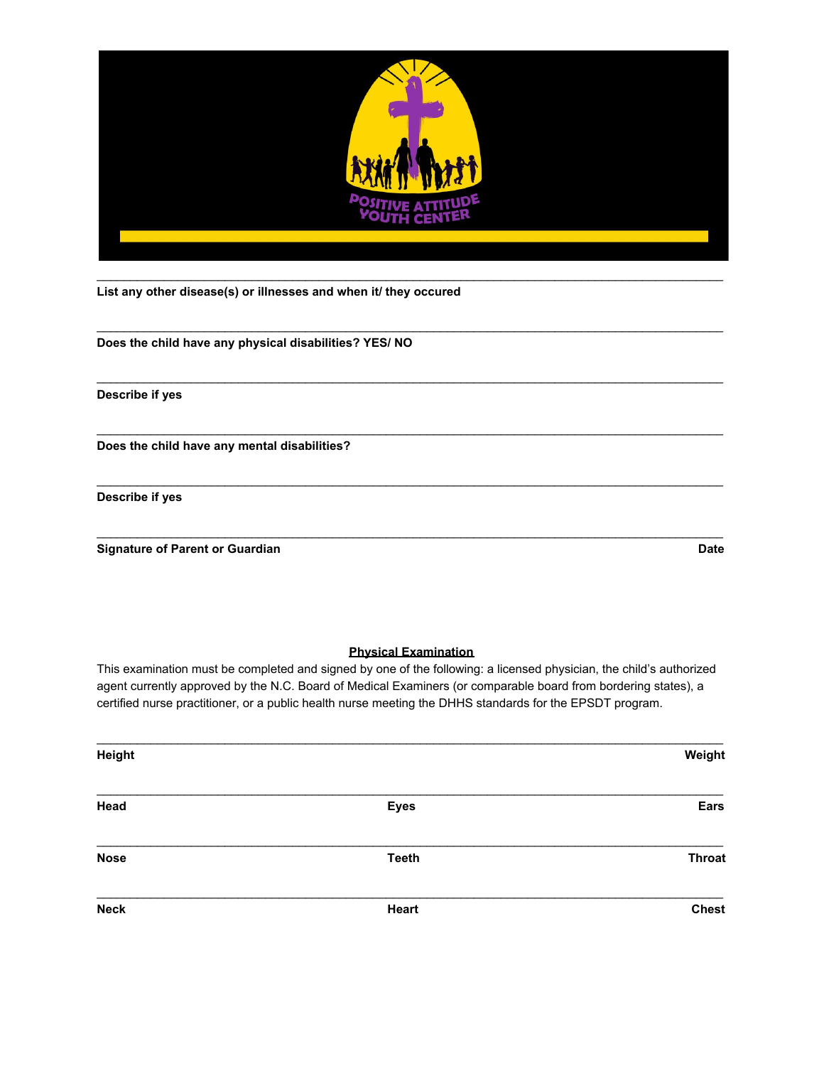**List any other disease(s) or illnesses and when it/ they occured**

---

**Does the child have any physical disabilities? YES/ NO**

---

**Describe if yes**

---

**Does the child have any mental disabilities?**

---

**Describe if yes**

---

**Signature of Parent or Guardian** **Date**

## Physical Examination

This examination must be completed and signed by one of the following: a licensed physician, the child's authorized agent currently approved by the N.C. Board of Medical Examiners (or comparable board from bordering states), a certified nurse practitioner, or a public health nurse meeting the DHHS standards for the EPSDT program.

---

**Height** **Weight**

---

**Head** **Eyes** **Ears**

---

**Nose** **Teeth** **Throat**

---

**Neck** **Heart** **Chest**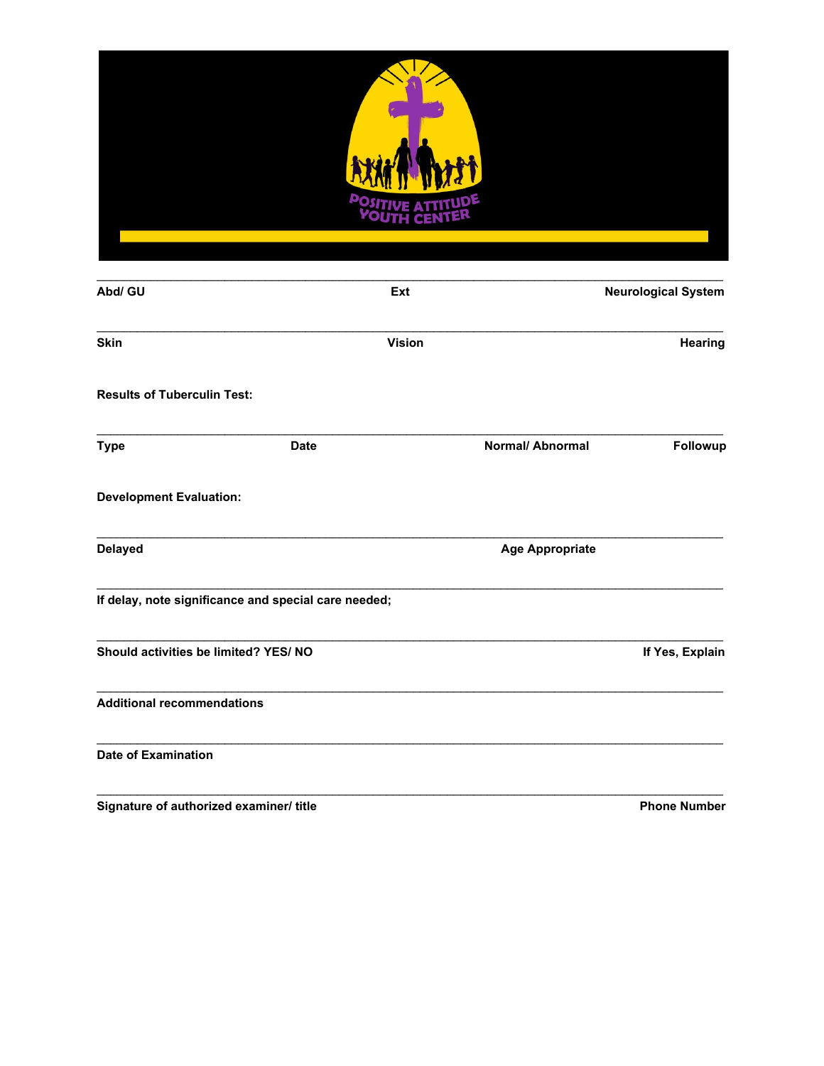POSITIVE ATTITUDE YOUTH CENTER

______________________________________________________________________________

**Abd/ GU** **Ext** **Neurological System**

______________________________________________________________________________

**Skin** **Vision** **Hearing**

**Results of Tuberculin Test:**

______________________________________________________________________________

**Type** **Date** **Normal/ Abnormal** **Followup**

**Development Evaluation:**

______________________________________________________________________________

**Delayed** **Age Appropriate**

______________________________________________________________________________

**If delay, note significance and special care needed;**

______________________________________________________________________________

**Should activities be limited? YES/ NO** **If Yes, Explain**

______________________________________________________________________________

**Additional recommendations**

______________________________________________________________________________

**Date of Examination**

______________________________________________________________________________

**Signature of authorized examiner/ title** **Phone Number**